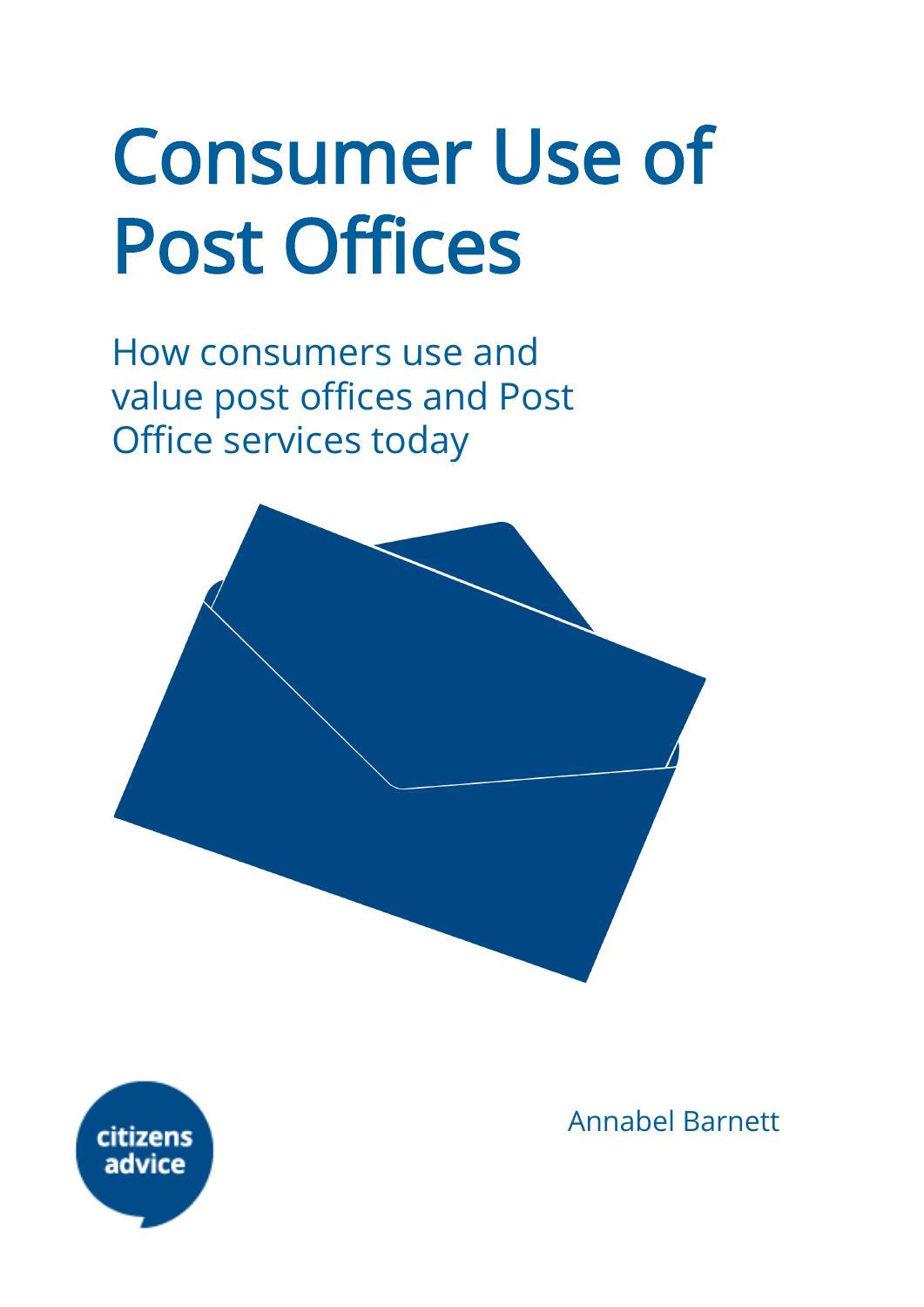# Consumer Use of Post Offices

## How consumers use and value post offices and Post Office services today

Annabel Barnett

citizens advice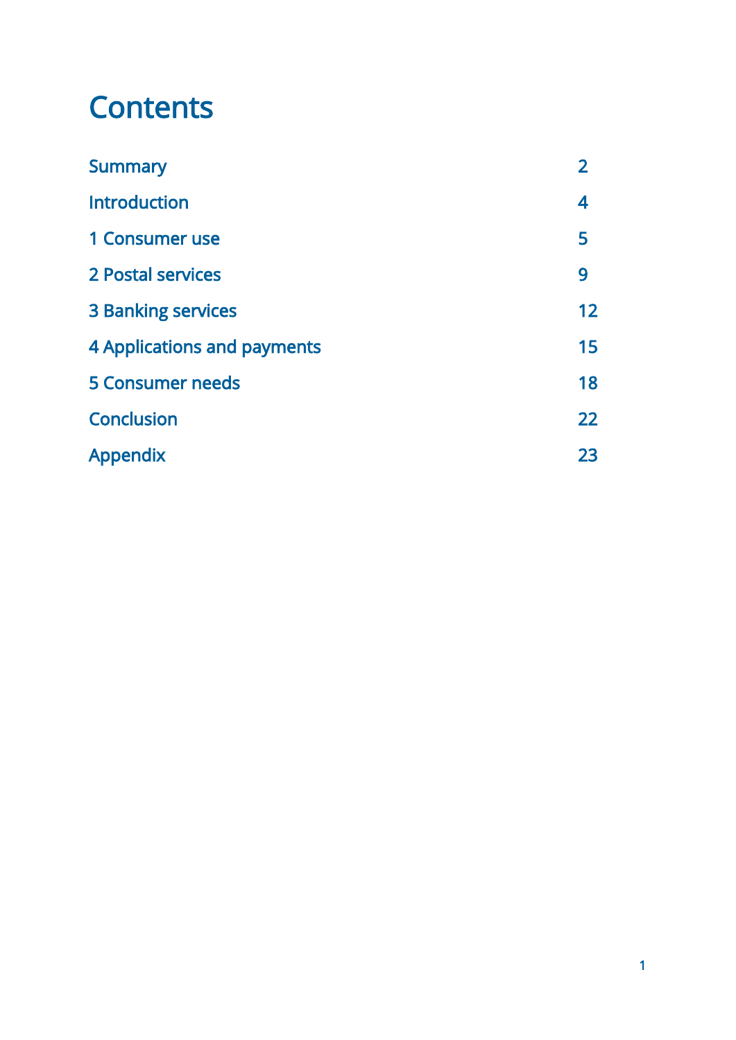# Contents

| | |
|---|---|
| Summary | 2 |
| Introduction | 4 |
| 1 Consumer use | 5 |
| 2 Postal services | 9 |
| 3 Banking services | 12 |
| 4 Applications and payments | 15 |
| 5 Consumer needs | 18 |
| Conclusion | 22 |
| Appendix | 23 |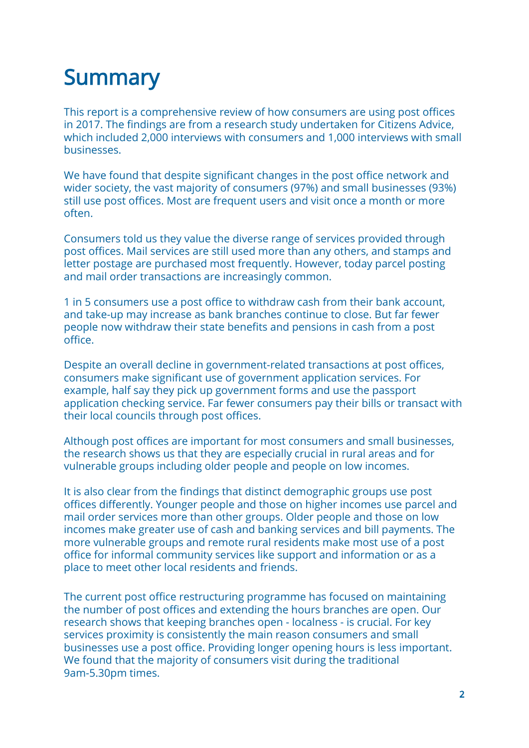# Summary

This report is a comprehensive review of how consumers are using post offices in 2017. The findings are from a research study undertaken for Citizens Advice, which included 2,000 interviews with consumers and 1,000 interviews with small businesses.

We have found that despite significant changes in the post office network and wider society, the vast majority of consumers (97%) and small businesses (93%) still use post offices. Most are frequent users and visit once a month or more often.

Consumers told us they value the diverse range of services provided through post offices. Mail services are still used more than any others, and stamps and letter postage are purchased most frequently. However, today parcel posting and mail order transactions are increasingly common.

1 in 5 consumers use a post office to withdraw cash from their bank account, and take-up may increase as bank branches continue to close. But far fewer people now withdraw their state benefits and pensions in cash from a post office.

Despite an overall decline in government-related transactions at post offices, consumers make significant use of government application services. For example, half say they pick up government forms and use the passport application checking service. Far fewer consumers pay their bills or transact with their local councils through post offices.

Although post offices are important for most consumers and small businesses, the research shows us that they are especially crucial in rural areas and for vulnerable groups including older people and people on low incomes.

It is also clear from the findings that distinct demographic groups use post offices differently. Younger people and those on higher incomes use parcel and mail order services more than other groups. Older people and those on low incomes make greater use of cash and banking services and bill payments. The more vulnerable groups and remote rural residents make most use of a post office for informal community services like support and information or as a place to meet other local residents and friends.

The current post office restructuring programme has focused on maintaining the number of post offices and extending the hours branches are open. Our research shows that keeping branches open - localness - is crucial. For key services proximity is consistently the main reason consumers and small businesses use a post office. Providing longer opening hours is less important. We found that the majority of consumers visit during the traditional 9am-5.30pm times.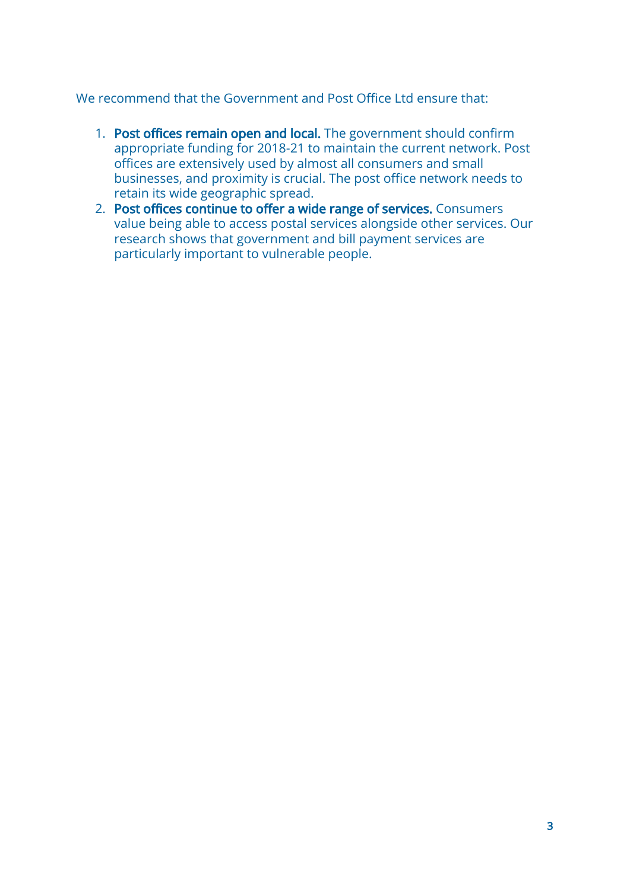We recommend that the Government and Post Office Ltd ensure that:

1. **Post offices remain open and local.** The government should confirm appropriate funding for 2018-21 to maintain the current network. Post offices are extensively used by almost all consumers and small businesses, and proximity is crucial. The post office network needs to retain its wide geographic spread.
2. **Post offices continue to offer a wide range of services.** Consumers value being able to access postal services alongside other services. Our research shows that government and bill payment services are particularly important to vulnerable people.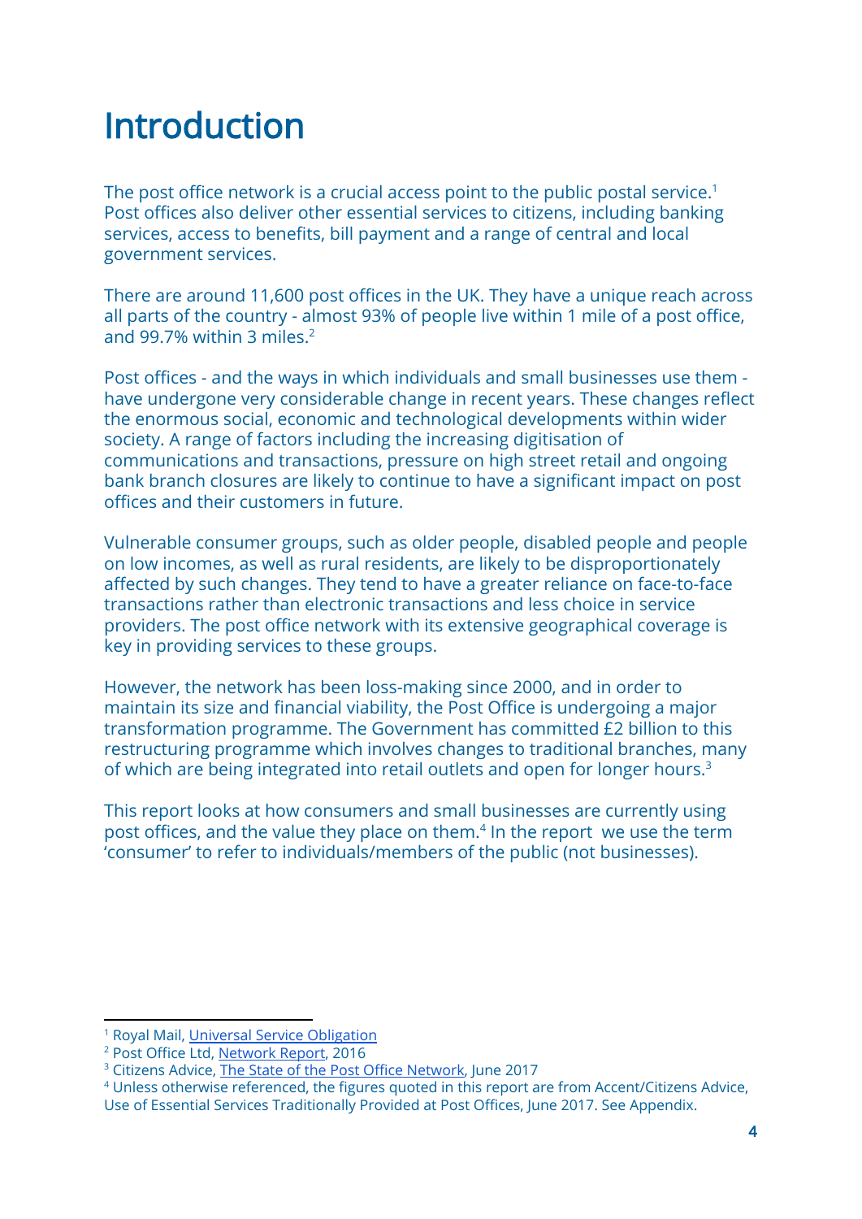# Introduction

The post office network is a crucial access point to the public postal service.[1] Post offices also deliver other essential services to citizens, including banking services, access to benefits, bill payment and a range of central and local government services.

There are around 11,600 post offices in the UK. They have a unique reach across all parts of the country - almost 93% of people live within 1 mile of a post office, and 99.7% within 3 miles.[2]

Post offices - and the ways in which individuals and small businesses use them - have undergone very considerable change in recent years. These changes reflect the enormous social, economic and technological developments within wider society. A range of factors including the increasing digitisation of communications and transactions, pressure on high street retail and ongoing bank branch closures are likely to continue to have a significant impact on post offices and their customers in future.

Vulnerable consumer groups, such as older people, disabled people and people on low incomes, as well as rural residents, are likely to be disproportionately affected by such changes. They tend to have a greater reliance on face-to-face transactions rather than electronic transactions and less choice in service providers. The post office network with its extensive geographical coverage is key in providing services to these groups.

However, the network has been loss-making since 2000, and in order to maintain its size and financial viability, the Post Office is undergoing a major transformation programme. The Government has committed £2 billion to this restructuring programme which involves changes to traditional branches, many of which are being integrated into retail outlets and open for longer hours.[3]

This report looks at how consumers and small businesses are currently using post offices, and the value they place on them.[4] In the report we use the term 'consumer' to refer to individuals/members of the public (not businesses).

---

[1] Royal Mail, Universal Service Obligation
[2] Post Office Ltd, Network Report, 2016
[3] Citizens Advice, The State of the Post Office Network, June 2017
[4] Unless otherwise referenced, the figures quoted in this report are from Accent/Citizens Advice, Use of Essential Services Traditionally Provided at Post Offices, June 2017. See Appendix.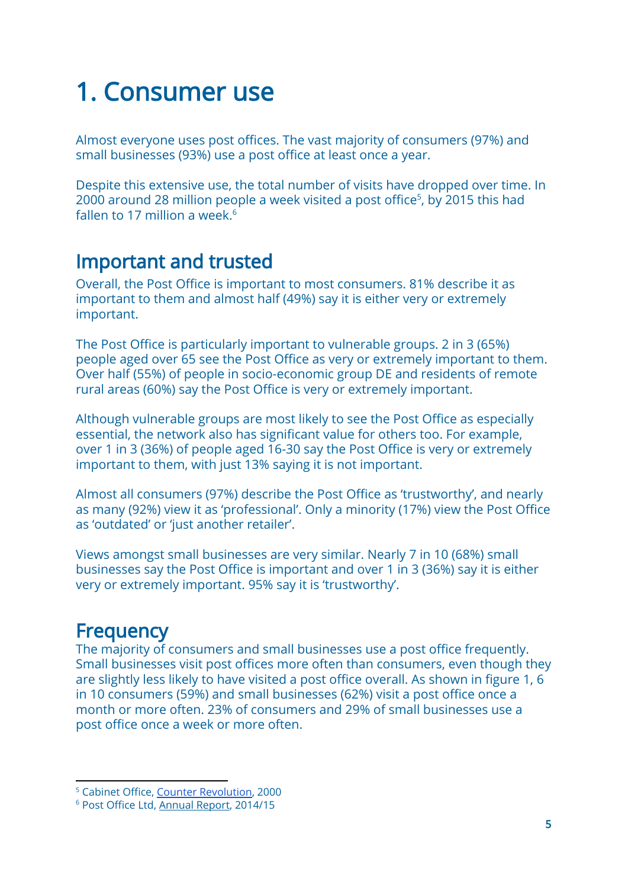# 1. Consumer use

Almost everyone uses post offices. The vast majority of consumers (97%) and small businesses (93%) use a post office at least once a year.

Despite this extensive use, the total number of visits have dropped over time. In 2000 around 28 million people a week visited a post office[5], by 2015 this had fallen to 17 million a week.[6]

## Important and trusted

Overall, the Post Office is important to most consumers. 81% describe it as important to them and almost half (49%) say it is either very or extremely important.

The Post Office is particularly important to vulnerable groups. 2 in 3 (65%) people aged over 65 see the Post Office as very or extremely important to them. Over half (55%) of people in socio-economic group DE and residents of remote rural areas (60%) say the Post Office is very or extremely important.

Although vulnerable groups are most likely to see the Post Office as especially essential, the network also has significant value for others too. For example, over 1 in 3 (36%) of people aged 16-30 say the Post Office is very or extremely important to them, with just 13% saying it is not important.

Almost all consumers (97%) describe the Post Office as 'trustworthy', and nearly as many (92%) view it as 'professional'. Only a minority (17%) view the Post Office as 'outdated' or 'just another retailer'.

Views amongst small businesses are very similar. Nearly 7 in 10 (68%) small businesses say the Post Office is important and over 1 in 3 (36%) say it is either very or extremely important. 95% say it is 'trustworthy'.

## Frequency

The majority of consumers and small businesses use a post office frequently. Small businesses visit post offices more often than consumers, even though they are slightly less likely to have visited a post office overall. As shown in figure 1, 6 in 10 consumers (59%) and small businesses (62%) visit a post office once a month or more often. 23% of consumers and 29% of small businesses use a post office once a week or more often.

---

[5] Cabinet Office, Counter Revolution, 2000

[6] Post Office Ltd, Annual Report, 2014/15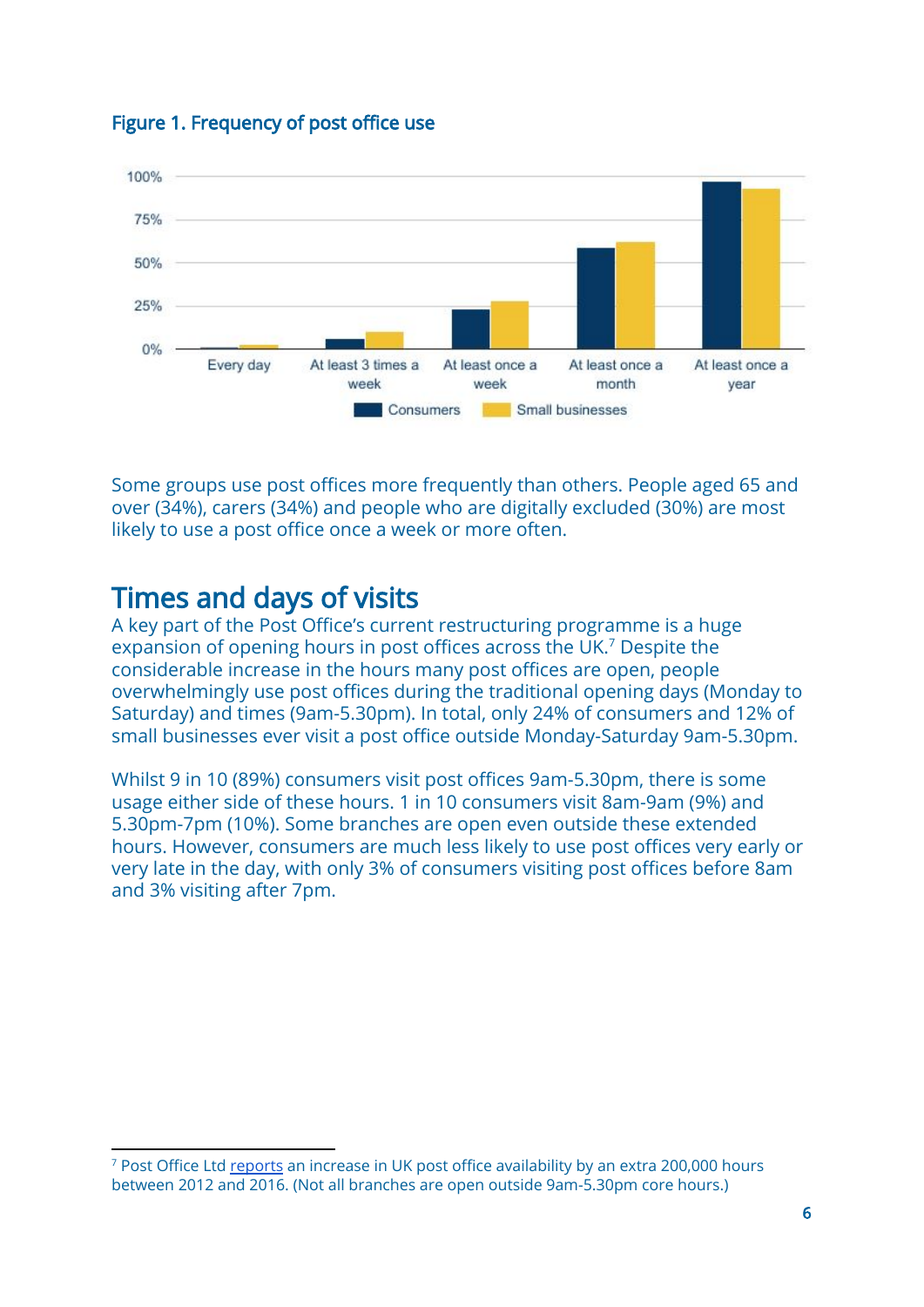**Figure 1. Frequency of post office use**

Some groups use post offices more frequently than others. People aged 65 and over (34%), carers (34%) and people who are digitally excluded (30%) are most likely to use a post office once a week or more often.

## Times and days of visits

A key part of the Post Office's current restructuring programme is a huge expansion of opening hours in post offices across the UK.[7] Despite the considerable increase in the hours many post offices are open, people overwhelmingly use post offices during the traditional opening days (Monday to Saturday) and times (9am-5.30pm). In total, only 24% of consumers and 12% of small businesses ever visit a post office outside Monday-Saturday 9am-5.30pm.

Whilst 9 in 10 (89%) consumers visit post offices 9am-5.30pm, there is some usage either side of these hours. 1 in 10 consumers visit 8am-9am (9%) and 5.30pm-7pm (10%). Some branches are open even outside these extended hours. However, consumers are much less likely to use post offices very early or very late in the day, with only 3% of consumers visiting post offices before 8am and 3% visiting after 7pm.

[7] Post Office Ltd reports an increase in UK post office availability by an extra 200,000 hours between 2012 and 2016. (Not all branches are open outside 9am-5.30pm core hours.)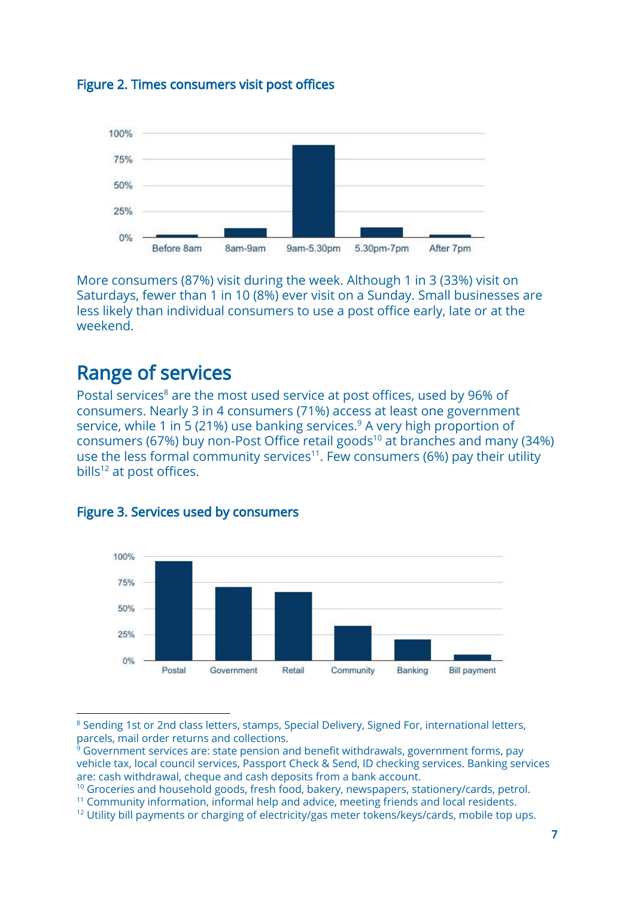**Figure 2. Times consumers visit post offices**

More consumers (87%) visit during the week. Although 1 in 3 (33%) visit on Saturdays, fewer than 1 in 10 (8%) ever visit on a Sunday. Small businesses are less likely than individual consumers to use a post office early, late or at the weekend.

## Range of services

Postal services[8] are the most used service at post offices, used by 96% of consumers. Nearly 3 in 4 consumers (71%) access at least one government service, while 1 in 5 (21%) use banking services.[9] A very high proportion of consumers (67%) buy non-Post Office retail goods[10] at branches and many (34%) use the less formal community services[11]. Few consumers (6%) pay their utility bills[12] at post offices.

**Figure 3. Services used by consumers**

[8] Sending 1st or 2nd class letters, stamps, Special Delivery, Signed For, international letters, parcels, mail order returns and collections.

[9] Government services are: state pension and benefit withdrawals, government forms, pay vehicle tax, local council services, Passport Check & Send, ID checking services. Banking services are: cash withdrawal, cheque and cash deposits from a bank account.

[10] Groceries and household goods, fresh food, bakery, newspapers, stationery/cards, petrol.

[11] Community information, informal help and advice, meeting friends and local residents.

[12] Utility bill payments or charging of electricity/gas meter tokens/keys/cards, mobile top ups.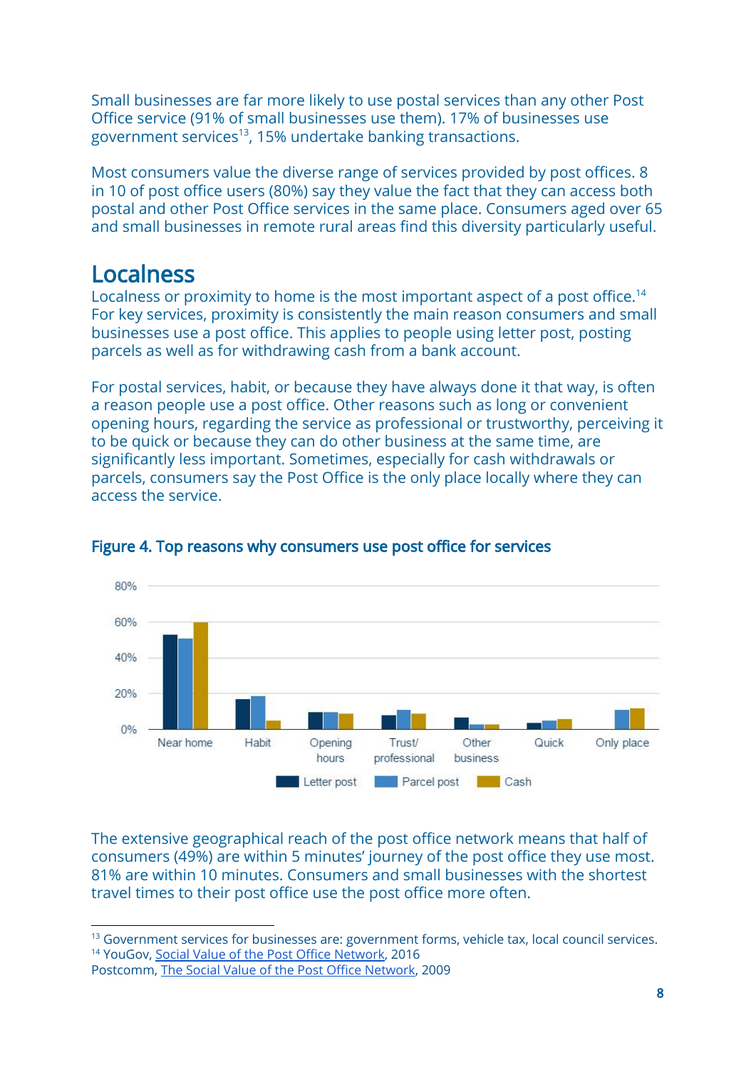Small businesses are far more likely to use postal services than any other Post Office service (91% of small businesses use them). 17% of businesses use government services[13], 15% undertake banking transactions.

Most consumers value the diverse range of services provided by post offices. 8 in 10 of post office users (80%) say they value the fact that they can access both postal and other Post Office services in the same place. Consumers aged over 65 and small businesses in remote rural areas find this diversity particularly useful.

## Localness

Localness or proximity to home is the most important aspect of a post office.[14] For key services, proximity is consistently the main reason consumers and small businesses use a post office. This applies to people using letter post, posting parcels as well as for withdrawing cash from a bank account.

For postal services, habit, or because they have always done it that way, is often a reason people use a post office. Other reasons such as long or convenient opening hours, regarding the service as professional or trustworthy, perceiving it to be quick or because they can do other business at the same time, are significantly less important. Sometimes, especially for cash withdrawals or parcels, consumers say the Post Office is the only place locally where they can access the service.

**Figure 4. Top reasons why consumers use post office for services**

The extensive geographical reach of the post office network means that half of consumers (49%) are within 5 minutes' journey of the post office they use most. 81% are within 10 minutes. Consumers and small businesses with the shortest travel times to their post office use the post office more often.

---

[13] Government services for businesses are: government forms, vehicle tax, local council services.
[14] YouGov, Social Value of the Post Office Network, 2016
Postcomm, The Social Value of the Post Office Network, 2009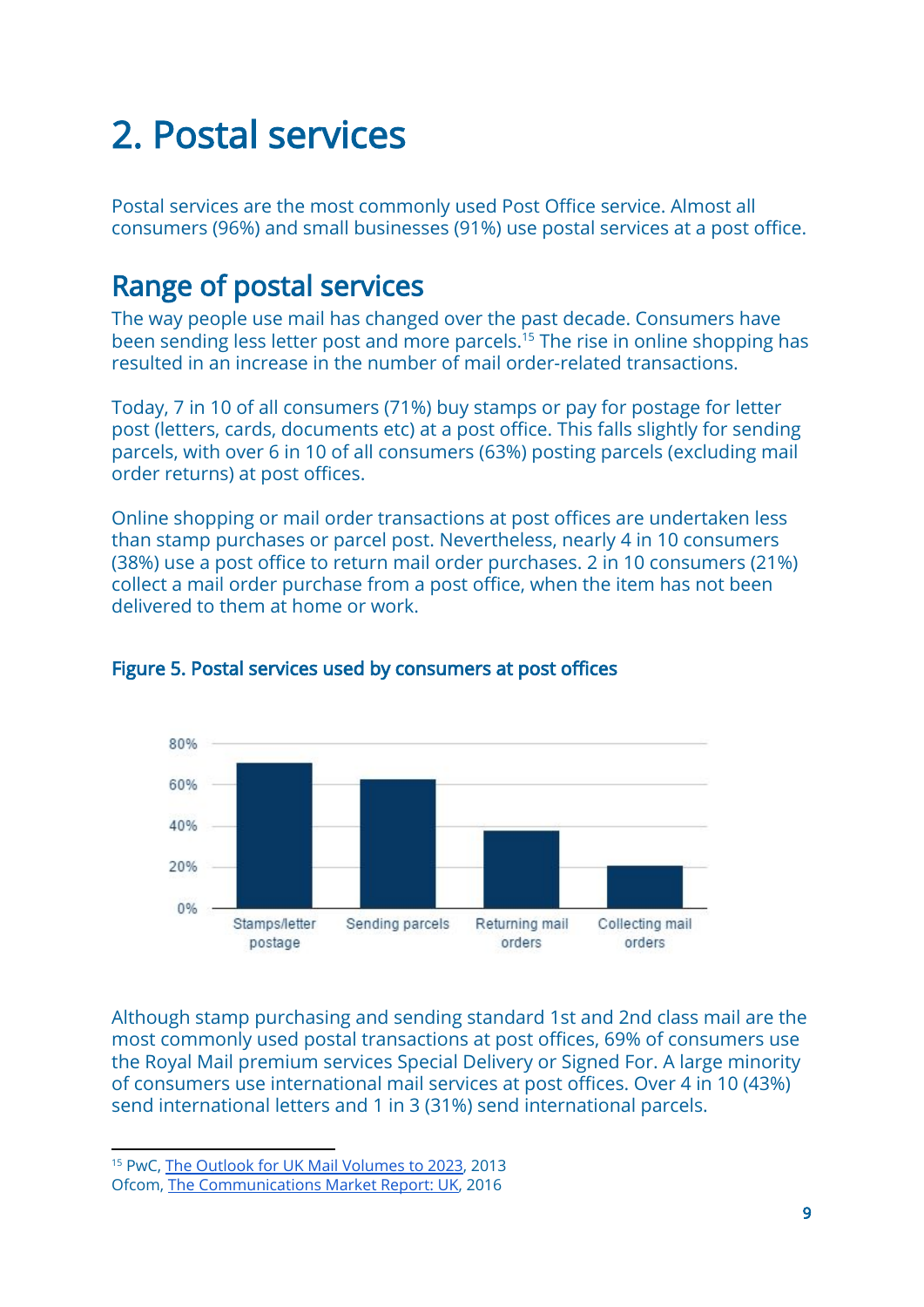# 2. Postal services

Postal services are the most commonly used Post Office service. Almost all consumers (96%) and small businesses (91%) use postal services at a post office.

## Range of postal services

The way people use mail has changed over the past decade. Consumers have been sending less letter post and more parcels.[15] The rise in online shopping has resulted in an increase in the number of mail order-related transactions.

Today, 7 in 10 of all consumers (71%) buy stamps or pay for postage for letter post (letters, cards, documents etc) at a post office. This falls slightly for sending parcels, with over 6 in 10 of all consumers (63%) posting parcels (excluding mail order returns) at post offices.

Online shopping or mail order transactions at post offices are undertaken less than stamp purchases or parcel post. Nevertheless, nearly 4 in 10 consumers (38%) use a post office to return mail order purchases. 2 in 10 consumers (21%) collect a mail order purchase from a post office, when the item has not been delivered to them at home or work.

### Figure 5. Postal services used by consumers at post offices

| Service | Percentage of consumers |
|---|---|
| Stamps/letter postage | 71% |
| Sending parcels | 63% |
| Returning mail orders | 38% |
| Collecting mail orders | 21% |

Although stamp purchasing and sending standard 1st and 2nd class mail are the most commonly used postal transactions at post offices, 69% of consumers use the Royal Mail premium services Special Delivery or Signed For. A large minority of consumers use international mail services at post offices. Over 4 in 10 (43%) send international letters and 1 in 3 (31%) send international parcels.

---

[15] PwC, The Outlook for UK Mail Volumes to 2023, 2013
Ofcom, The Communications Market Report: UK, 2016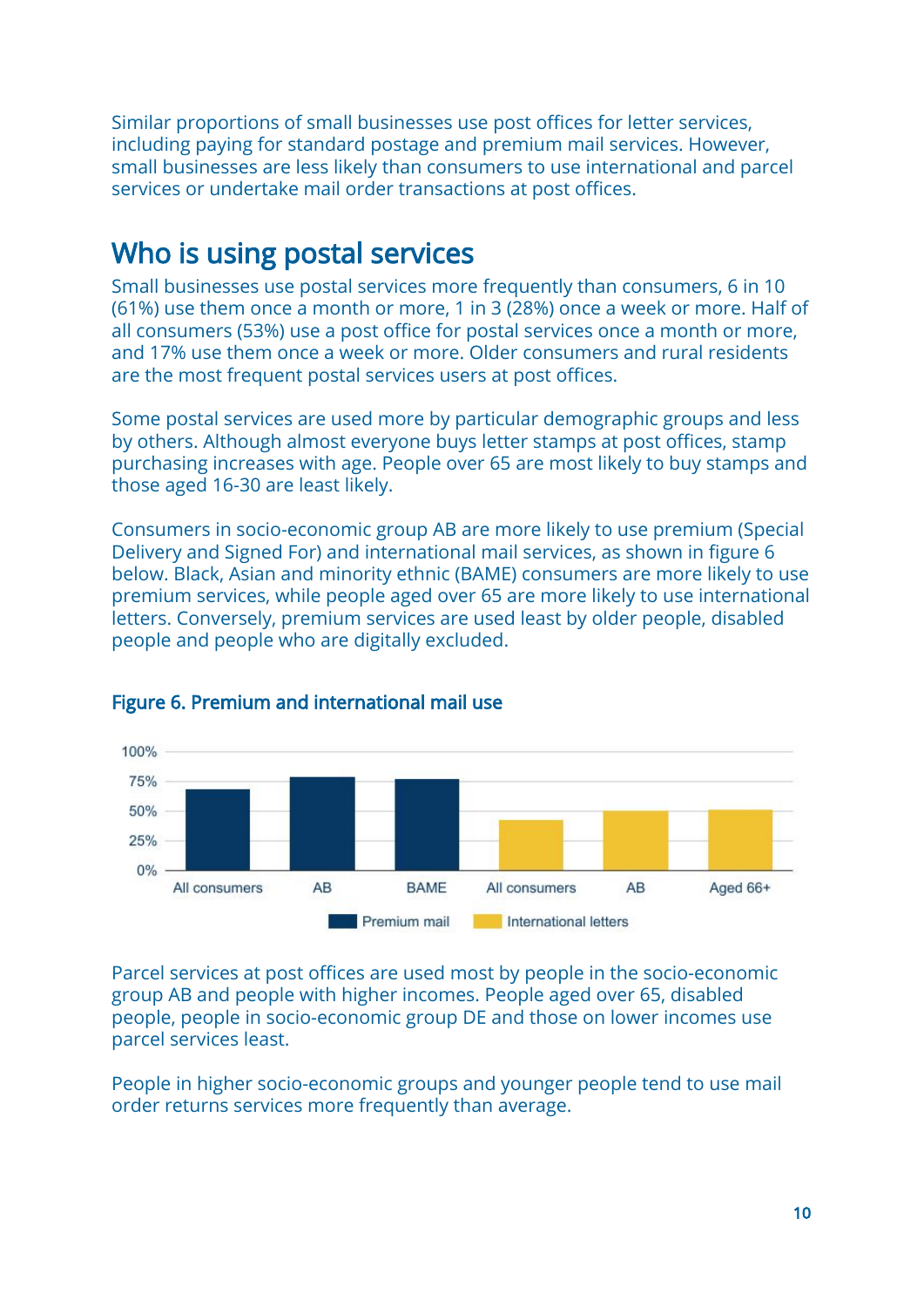Similar proportions of small businesses use post offices for letter services, including paying for standard postage and premium mail services. However, small businesses are less likely than consumers to use international and parcel services or undertake mail order transactions at post offices.

## Who is using postal services

Small businesses use postal services more frequently than consumers, 6 in 10 (61%) use them once a month or more, 1 in 3 (28%) once a week or more. Half of all consumers (53%) use a post office for postal services once a month or more, and 17% use them once a week or more. Older consumers and rural residents are the most frequent postal services users at post offices.

Some postal services are used more by particular demographic groups and less by others. Although almost everyone buys letter stamps at post offices, stamp purchasing increases with age. People over 65 are most likely to buy stamps and those aged 16-30 are least likely.

Consumers in socio-economic group AB are more likely to use premium (Special Delivery and Signed For) and international mail services, as shown in figure 6 below. Black, Asian and minority ethnic (BAME) consumers are more likely to use premium services, while people aged over 65 are more likely to use international letters. Conversely, premium services are used least by older people, disabled people and people who are digitally excluded.

### Figure 6. Premium and international mail use

Parcel services at post offices are used most by people in the socio-economic group AB and people with higher incomes. People aged over 65, disabled people, people in socio-economic group DE and those on lower incomes use parcel services least.

People in higher socio-economic groups and younger people tend to use mail order returns services more frequently than average.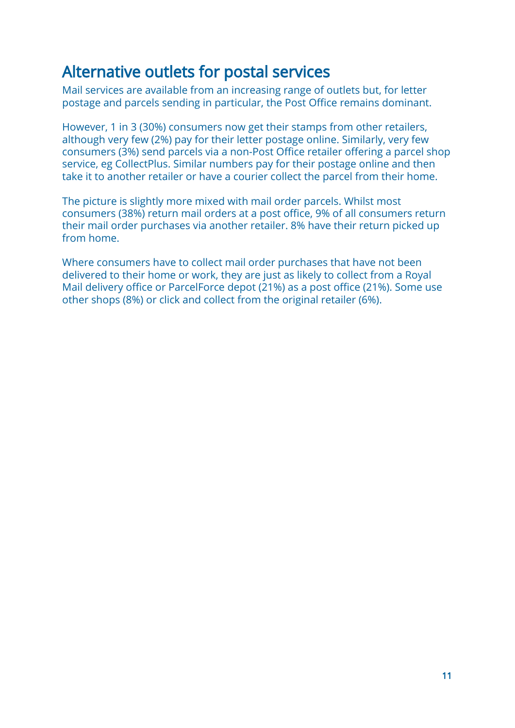## Alternative outlets for postal services

Mail services are available from an increasing range of outlets but, for letter postage and parcels sending in particular, the Post Office remains dominant.

However, 1 in 3 (30%) consumers now get their stamps from other retailers, although very few (2%) pay for their letter postage online. Similarly, very few consumers (3%) send parcels via a non-Post Office retailer offering a parcel shop service, eg CollectPlus. Similar numbers pay for their postage online and then take it to another retailer or have a courier collect the parcel from their home.

The picture is slightly more mixed with mail order parcels. Whilst most consumers (38%) return mail orders at a post office, 9% of all consumers return their mail order purchases via another retailer. 8% have their return picked up from home.

Where consumers have to collect mail order purchases that have not been delivered to their home or work, they are just as likely to collect from a Royal Mail delivery office or ParcelForce depot (21%) as a post office (21%). Some use other shops (8%) or click and collect from the original retailer (6%).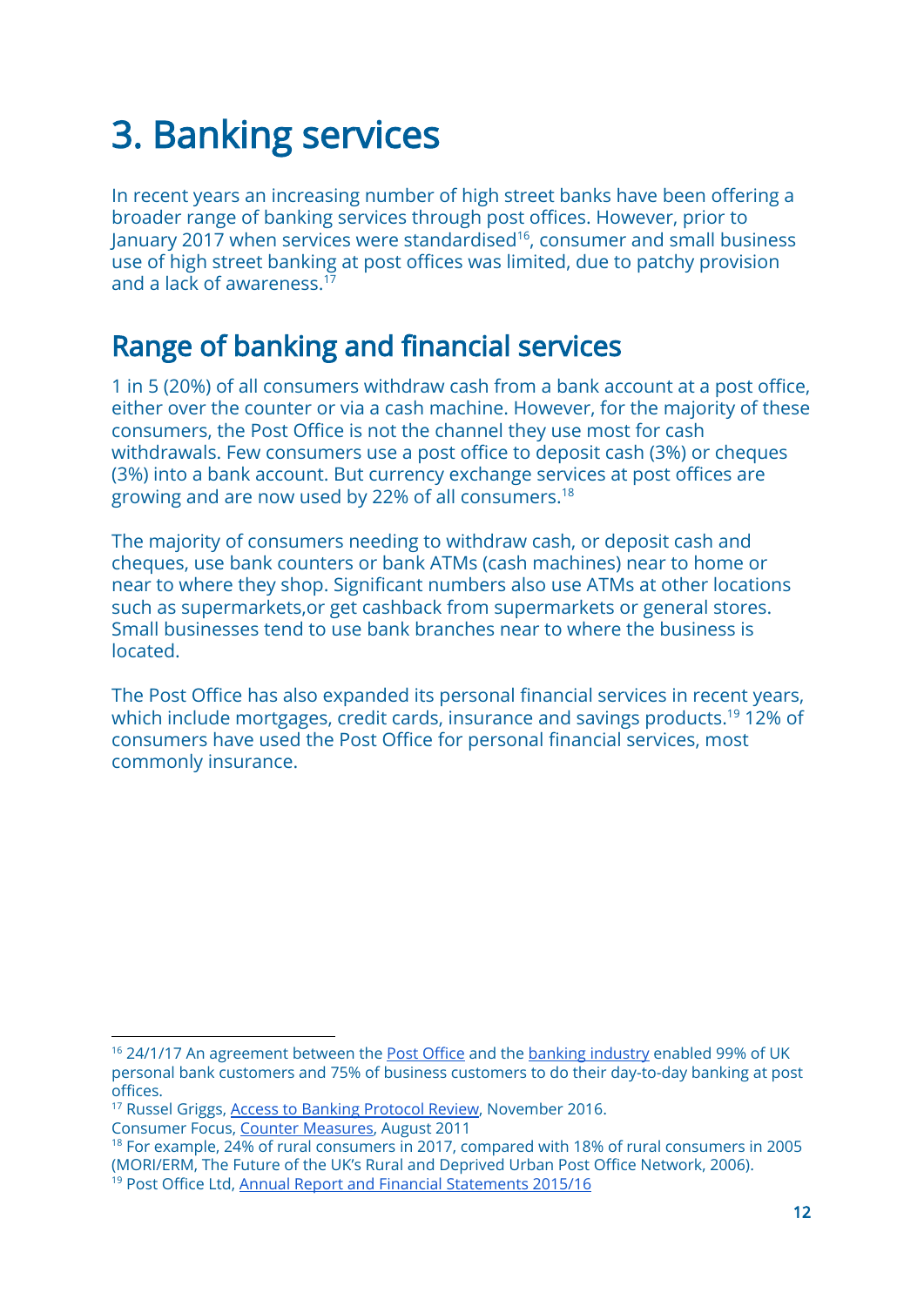# 3. Banking services

In recent years an increasing number of high street banks have been offering a broader range of banking services through post offices. However, prior to January 2017 when services were standardised[16], consumer and small business use of high street banking at post offices was limited, due to patchy provision and a lack of awareness.[17]

## Range of banking and financial services

1 in 5 (20%) of all consumers withdraw cash from a bank account at a post office, either over the counter or via a cash machine. However, for the majority of these consumers, the Post Office is not the channel they use most for cash withdrawals. Few consumers use a post office to deposit cash (3%) or cheques (3%) into a bank account. But currency exchange services at post offices are growing and are now used by 22% of all consumers.[18]

The majority of consumers needing to withdraw cash, or deposit cash and cheques, use bank counters or bank ATMs (cash machines) near to home or near to where they shop. Significant numbers also use ATMs at other locations such as supermarkets,or get cashback from supermarkets or general stores. Small businesses tend to use bank branches near to where the business is located.

The Post Office has also expanded its personal financial services in recent years, which include mortgages, credit cards, insurance and savings products.[19] 12% of consumers have used the Post Office for personal financial services, most commonly insurance.

---

[16] 24/1/17 An agreement between the Post Office and the banking industry enabled 99% of UK personal bank customers and 75% of business customers to do their day-to-day banking at post offices.

[17] Russel Griggs, Access to Banking Protocol Review, November 2016.
Consumer Focus, Counter Measures, August 2011

[18] For example, 24% of rural consumers in 2017, compared with 18% of rural consumers in 2005 (MORI/ERM, The Future of the UK's Rural and Deprived Urban Post Office Network, 2006).

[19] Post Office Ltd, Annual Report and Financial Statements 2015/16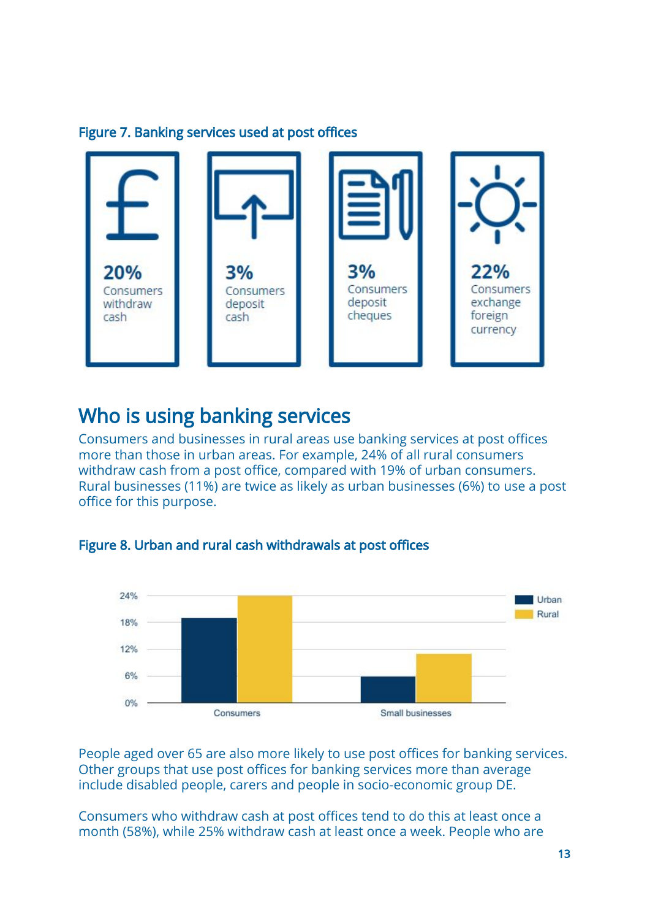Figure 7. Banking services used at post offices

**20%**
Consumers withdraw cash

**3%**
Consumers deposit cash

**3%**
Consumers deposit cheques

**22%**
Consumers exchange foreign currency

## Who is using banking services

Consumers and businesses in rural areas use banking services at post offices more than those in urban areas. For example, 24% of all rural consumers withdraw cash from a post office, compared with 19% of urban consumers. Rural businesses (11%) are twice as likely as urban businesses (6%) to use a post office for this purpose.

Figure 8. Urban and rural cash withdrawals at post offices

| | Urban | Rural |
|---|---|---|
| Consumers | 19% | 24% |
| Small businesses | 6% | 11% |

People aged over 65 are also more likely to use post offices for banking services. Other groups that use post offices for banking services more than average include disabled people, carers and people in socio-economic group DE.

Consumers who withdraw cash at post offices tend to do this at least once a month (58%), while 25% withdraw cash at least once a week. People who are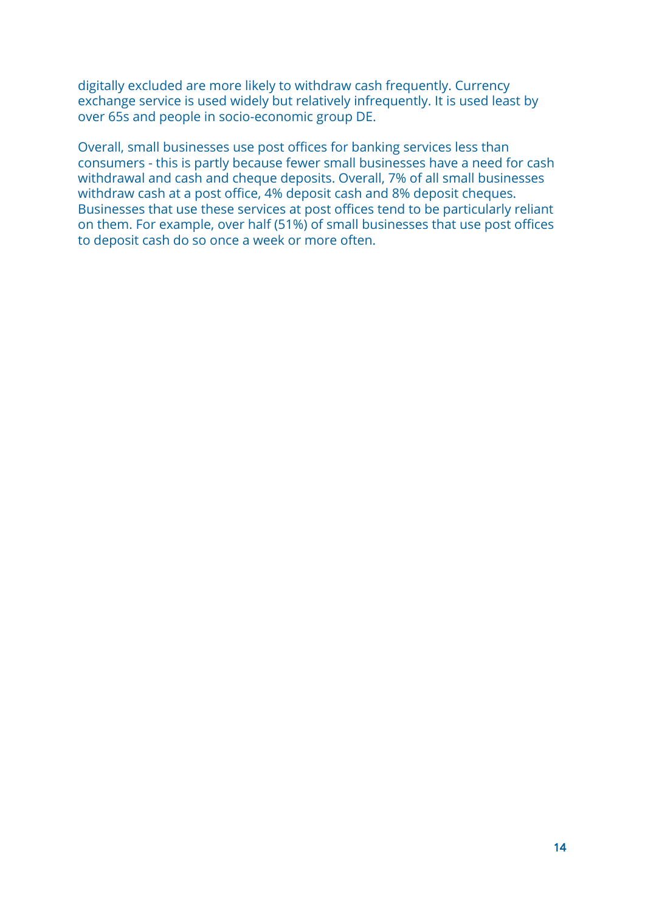digitally excluded are more likely to withdraw cash frequently. Currency exchange service is used widely but relatively infrequently. It is used least by over 65s and people in socio-economic group DE.

Overall, small businesses use post offices for banking services less than consumers - this is partly because fewer small businesses have a need for cash withdrawal and cash and cheque deposits. Overall, 7% of all small businesses withdraw cash at a post office, 4% deposit cash and 8% deposit cheques. Businesses that use these services at post offices tend to be particularly reliant on them. For example, over half (51%) of small businesses that use post offices to deposit cash do so once a week or more often.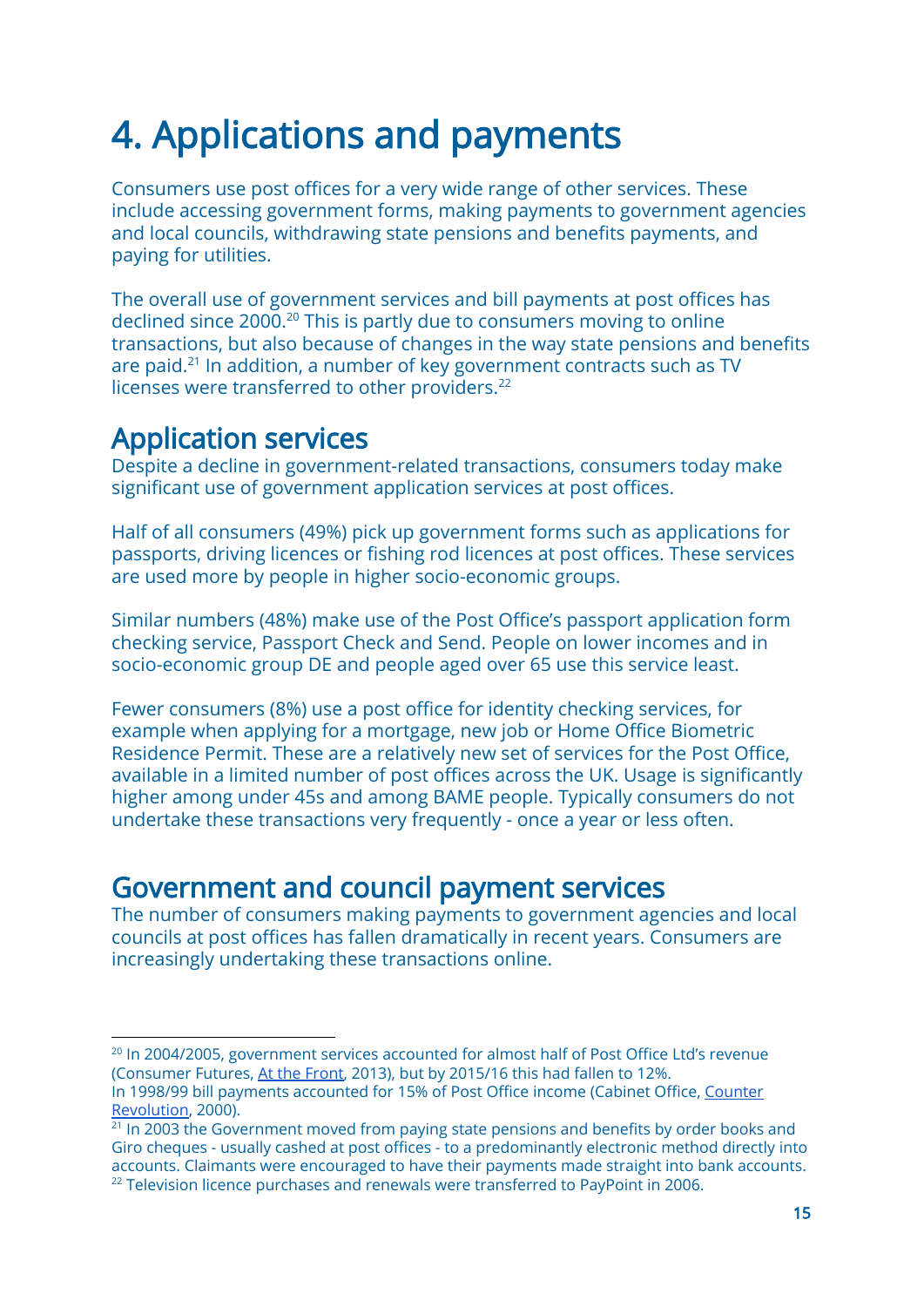# 4. Applications and payments

Consumers use post offices for a very wide range of other services. These include accessing government forms, making payments to government agencies and local councils, withdrawing state pensions and benefits payments, and paying for utilities.

The overall use of government services and bill payments at post offices has declined since 2000.[20] This is partly due to consumers moving to online transactions, but also because of changes in the way state pensions and benefits are paid.[21] In addition, a number of key government contracts such as TV licenses were transferred to other providers.[22]

## Application services

Despite a decline in government-related transactions, consumers today make significant use of government application services at post offices.

Half of all consumers (49%) pick up government forms such as applications for passports, driving licences or fishing rod licences at post offices. These services are used more by people in higher socio-economic groups.

Similar numbers (48%) make use of the Post Office's passport application form checking service, Passport Check and Send. People on lower incomes and in socio-economic group DE and people aged over 65 use this service least.

Fewer consumers (8%) use a post office for identity checking services, for example when applying for a mortgage, new job or Home Office Biometric Residence Permit. These are a relatively new set of services for the Post Office, available in a limited number of post offices across the UK. Usage is significantly higher among under 45s and among BAME people. Typically consumers do not undertake these transactions very frequently - once a year or less often.

## Government and council payment services

The number of consumers making payments to government agencies and local councils at post offices has fallen dramatically in recent years. Consumers are increasingly undertaking these transactions online.

---

[20] In 2004/2005, government services accounted for almost half of Post Office Ltd's revenue (Consumer Futures, At the Front, 2013), but by 2015/16 this had fallen to 12%. In 1998/99 bill payments accounted for 15% of Post Office income (Cabinet Office, Counter Revolution, 2000).

[21] In 2003 the Government moved from paying state pensions and benefits by order books and Giro cheques - usually cashed at post offices - to a predominantly electronic method directly into accounts. Claimants were encouraged to have their payments made straight into bank accounts.

[22] Television licence purchases and renewals were transferred to PayPoint in 2006.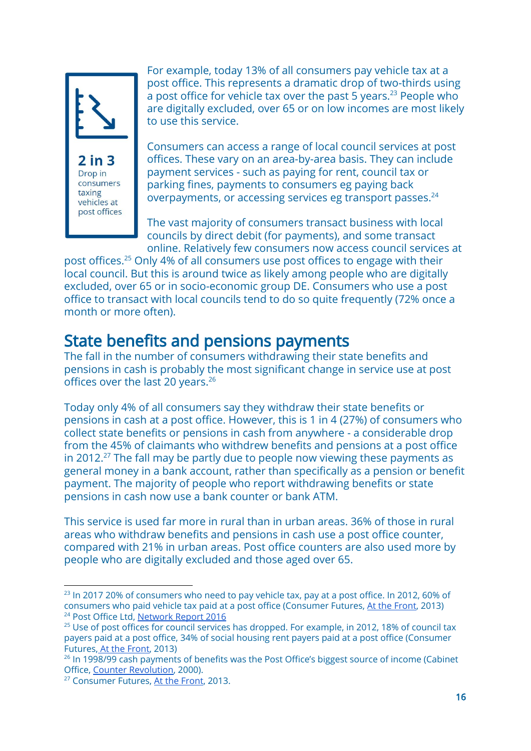**2 in 3**
Drop in consumers taxing vehicles at post offices

For example, today 13% of all consumers pay vehicle tax at a post office. This represents a dramatic drop of two-thirds using a post office for vehicle tax over the past 5 years.[23] People who are digitally excluded, over 65 or on low incomes are most likely to use this service.

Consumers can access a range of local council services at post offices. These vary on an area-by-area basis. They can include payment services - such as paying for rent, council tax or parking fines, payments to consumers eg paying back overpayments, or accessing services eg transport passes.[24]

The vast majority of consumers transact business with local councils by direct debit (for payments), and some transact online. Relatively few consumers now access council services at post offices.[25] Only 4% of all consumers use post offices to engage with their local council. But this is around twice as likely among people who are digitally excluded, over 65 or in socio-economic group DE. Consumers who use a post office to transact with local councils tend to do so quite frequently (72% once a month or more often).

## State benefits and pensions payments

The fall in the number of consumers withdrawing their state benefits and pensions in cash is probably the most significant change in service use at post offices over the last 20 years.[26]

Today only 4% of all consumers say they withdraw their state benefits or pensions in cash at a post office. However, this is 1 in 4 (27%) of consumers who collect state benefits or pensions in cash from anywhere - a considerable drop from the 45% of claimants who withdrew benefits and pensions at a post office in 2012.[27] The fall may be partly due to people now viewing these payments as general money in a bank account, rather than specifically as a pension or benefit payment. The majority of people who report withdrawing benefits or state pensions in cash now use a bank counter or bank ATM.

This service is used far more in rural than in urban areas. 36% of those in rural areas who withdraw benefits and pensions in cash use a post office counter, compared with 21% in urban areas. Post office counters are also used more by people who are digitally excluded and those aged over 65.

---

[23] In 2017 20% of consumers who need to pay vehicle tax, pay at a post office. In 2012, 60% of consumers who paid vehicle tax paid at a post office (Consumer Futures, At the Front, 2013)

[24] Post Office Ltd, Network Report 2016

[25] Use of post offices for council services has dropped. For example, in 2012, 18% of council tax payers paid at a post office, 34% of social housing rent payers paid at a post office (Consumer Futures, At the Front, 2013)

[26] In 1998/99 cash payments of benefits was the Post Office's biggest source of income (Cabinet Office, Counter Revolution, 2000).

[27] Consumer Futures, At the Front, 2013.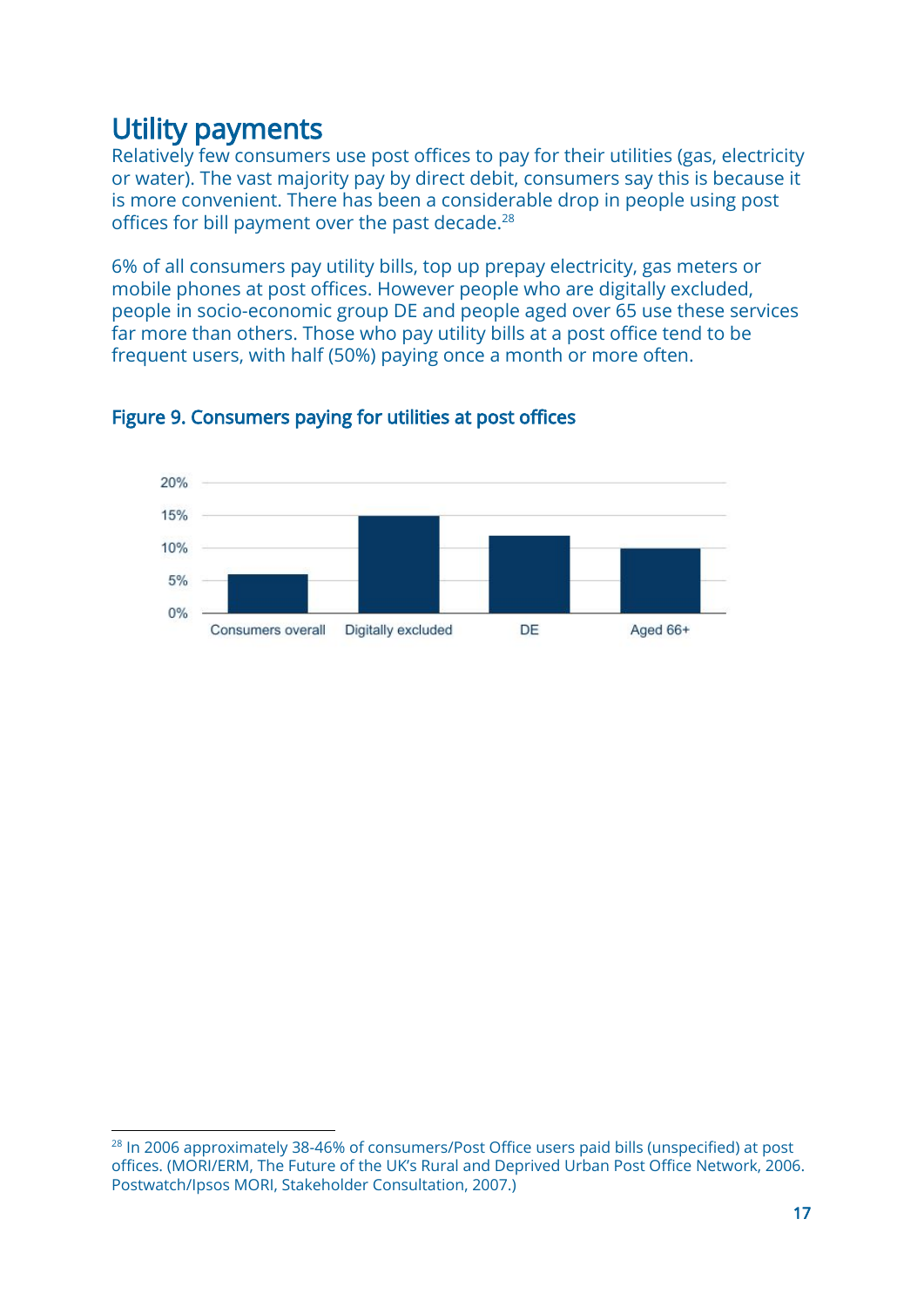## Utility payments

Relatively few consumers use post offices to pay for their utilities (gas, electricity or water). The vast majority pay by direct debit, consumers say this is because it is more convenient. There has been a considerable drop in people using post offices for bill payment over the past decade.[28]

6% of all consumers pay utility bills, top up prepay electricity, gas meters or mobile phones at post offices. However people who are digitally excluded, people in socio-economic group DE and people aged over 65 use these services far more than others. Those who pay utility bills at a post office tend to be frequent users, with half (50%) paying once a month or more often.

### Figure 9. Consumers paying for utilities at post offices

[28] In 2006 approximately 38-46% of consumers/Post Office users paid bills (unspecified) at post offices. (MORI/ERM, The Future of the UK's Rural and Deprived Urban Post Office Network, 2006. Postwatch/Ipsos MORI, Stakeholder Consultation, 2007.)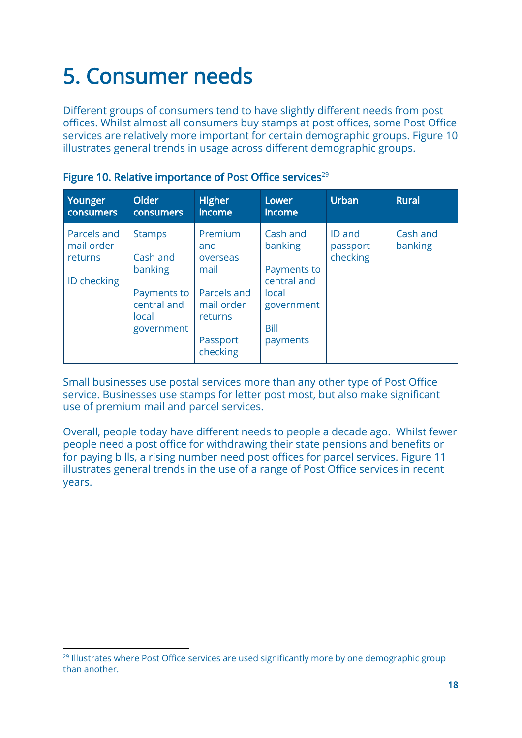# 5. Consumer needs

Different groups of consumers tend to have slightly different needs from post offices. Whilst almost all consumers buy stamps at post offices, some Post Office services are relatively more important for certain demographic groups. Figure 10 illustrates general trends in usage across different demographic groups.

**Figure 10. Relative importance of Post Office services**[29]

| Younger consumers | Older consumers | Higher income | Lower income | Urban | Rural |
|---|---|---|---|---|---|
| Parcels and mail order returns<br><br>ID checking | Stamps<br><br>Cash and banking<br><br>Payments to central and local government | Premium and overseas mail<br><br>Parcels and mail order returns<br><br>Passport checking | Cash and banking<br><br>Payments to central and local government<br><br>Bill payments | ID and passport checking | Cash and banking |

Small businesses use postal services more than any other type of Post Office service. Businesses use stamps for letter post most, but also make significant use of premium mail and parcel services.

Overall, people today have different needs to people a decade ago. Whilst fewer people need a post office for withdrawing their state pensions and benefits or for paying bills, a rising number need post offices for parcel services. Figure 11 illustrates general trends in the use of a range of Post Office services in recent years.

[29] Illustrates where Post Office services are used significantly more by one demographic group than another.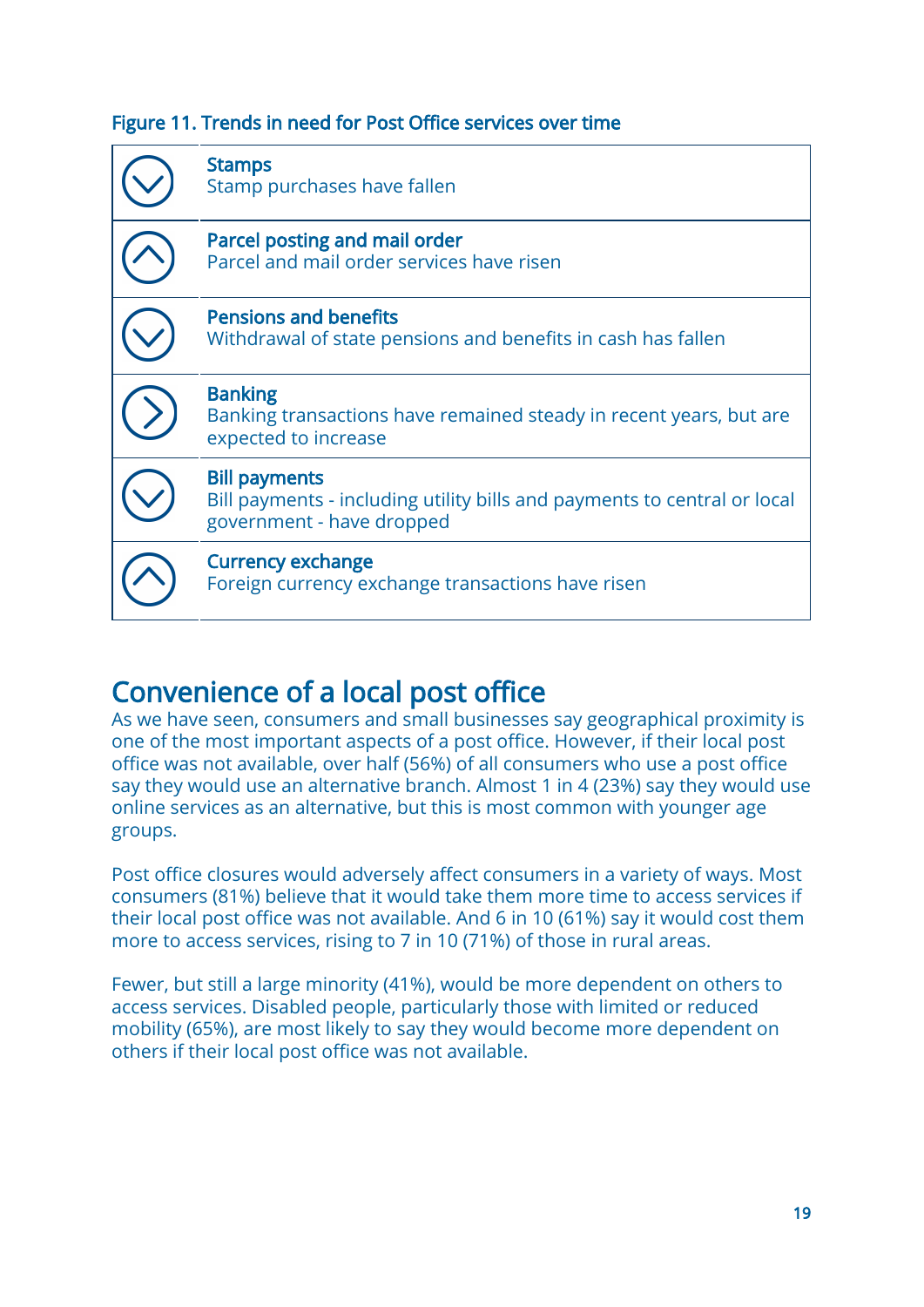Figure 11. Trends in need for Post Office services over time

| Trend | Service |
| --- | --- |
| ↓ | **Stamps**<br>Stamp purchases have fallen |
| ↑ | **Parcel posting and mail order**<br>Parcel and mail order services have risen |
| ↓ | **Pensions and benefits**<br>Withdrawal of state pensions and benefits in cash has fallen |
| → | **Banking**<br>Banking transactions have remained steady in recent years, but are expected to increase |
| ↓ | **Bill payments**<br>Bill payments - including utility bills and payments to central or local government - have dropped |
| ↑ | **Currency exchange**<br>Foreign currency exchange transactions have risen |

## Convenience of a local post office

As we have seen, consumers and small businesses say geographical proximity is one of the most important aspects of a post office. However, if their local post office was not available, over half (56%) of all consumers who use a post office say they would use an alternative branch. Almost 1 in 4 (23%) say they would use online services as an alternative, but this is most common with younger age groups.

Post office closures would adversely affect consumers in a variety of ways. Most consumers (81%) believe that it would take them more time to access services if their local post office was not available. And 6 in 10 (61%) say it would cost them more to access services, rising to 7 in 10 (71%) of those in rural areas.

Fewer, but still a large minority (41%), would be more dependent on others to access services. Disabled people, particularly those with limited or reduced mobility (65%), are most likely to say they would become more dependent on others if their local post office was not available.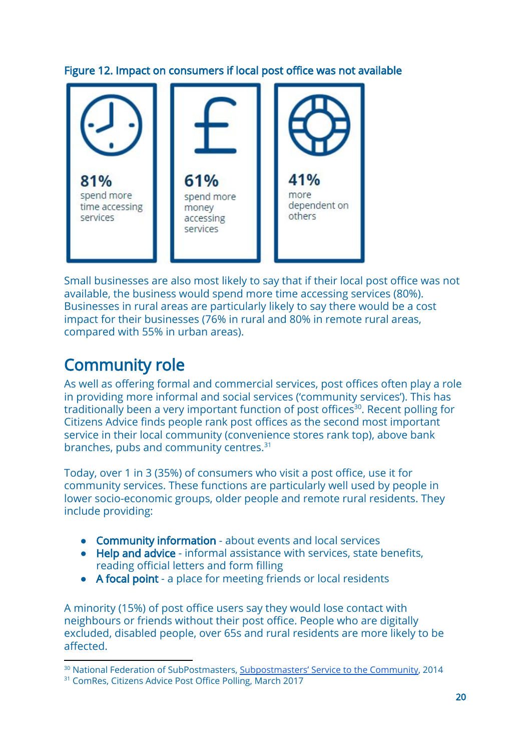**Figure 12. Impact on consumers if local post office was not available**

**81%** spend more time accessing services

**61%** spend more money accessing services

**41%** more dependent on others

Small businesses are also most likely to say that if their local post office was not available, the business would spend more time accessing services (80%). Businesses in rural areas are particularly likely to say there would be a cost impact for their businesses (76% in rural and 80% in remote rural areas, compared with 55% in urban areas).

## Community role

As well as offering formal and commercial services, post offices often play a role in providing more informal and social services ('community services'). This has traditionally been a very important function of post offices[30]. Recent polling for Citizens Advice finds people rank post offices as the second most important service in their local community (convenience stores rank top), above bank branches, pubs and community centres.[31]

Today, over 1 in 3 (35%) of consumers who visit a post office, use it for community services. These functions are particularly well used by people in lower socio-economic groups, older people and remote rural residents. They include providing:

- **Community information** - about events and local services
- **Help and advice** - informal assistance with services, state benefits, reading official letters and form filling
- **A focal point** - a place for meeting friends or local residents

A minority (15%) of post office users say they would lose contact with neighbours or friends without their post office. People who are digitally excluded, disabled people, over 65s and rural residents are more likely to be affected.

---

[30] National Federation of SubPostmasters, Subpostmasters' Service to the Community, 2014

[31] ComRes, Citizens Advice Post Office Polling, March 2017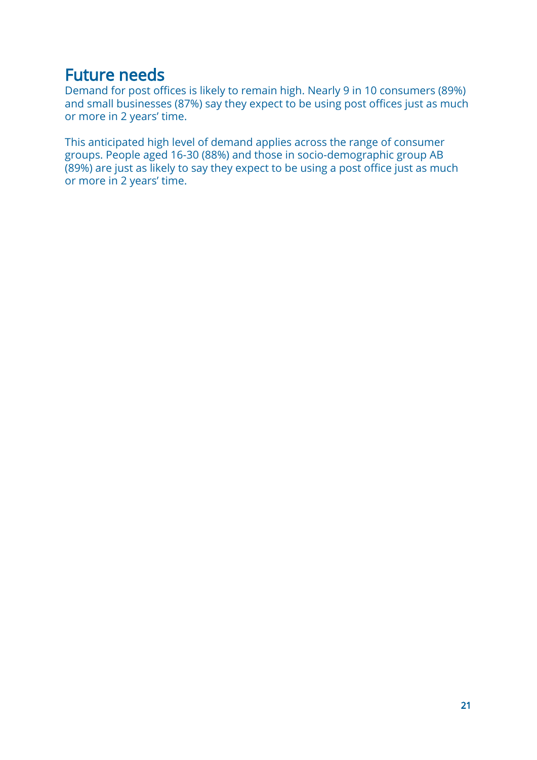## Future needs

Demand for post offices is likely to remain high. Nearly 9 in 10 consumers (89%) and small businesses (87%) say they expect to be using post offices just as much or more in 2 years' time.

This anticipated high level of demand applies across the range of consumer groups. People aged 16-30 (88%) and those in socio-demographic group AB (89%) are just as likely to say they expect to be using a post office just as much or more in 2 years' time.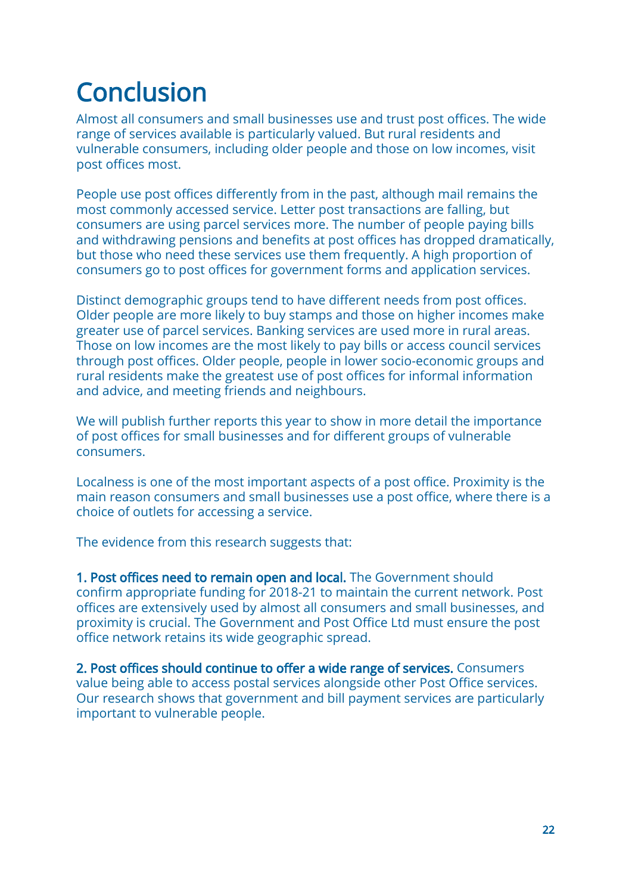# Conclusion

Almost all consumers and small businesses use and trust post offices. The wide range of services available is particularly valued. But rural residents and vulnerable consumers, including older people and those on low incomes, visit post offices most.

People use post offices differently from in the past, although mail remains the most commonly accessed service. Letter post transactions are falling, but consumers are using parcel services more. The number of people paying bills and withdrawing pensions and benefits at post offices has dropped dramatically, but those who need these services use them frequently. A high proportion of consumers go to post offices for government forms and application services.

Distinct demographic groups tend to have different needs from post offices. Older people are more likely to buy stamps and those on higher incomes make greater use of parcel services. Banking services are used more in rural areas. Those on low incomes are the most likely to pay bills or access council services through post offices. Older people, people in lower socio-economic groups and rural residents make the greatest use of post offices for informal information and advice, and meeting friends and neighbours.

We will publish further reports this year to show in more detail the importance of post offices for small businesses and for different groups of vulnerable consumers.

Localness is one of the most important aspects of a post office. Proximity is the main reason consumers and small businesses use a post office, where there is a choice of outlets for accessing a service.

The evidence from this research suggests that:

**1. Post offices need to remain open and local.** The Government should confirm appropriate funding for 2018-21 to maintain the current network. Post offices are extensively used by almost all consumers and small businesses, and proximity is crucial. The Government and Post Office Ltd must ensure the post office network retains its wide geographic spread.

**2. Post offices should continue to offer a wide range of services.** Consumers value being able to access postal services alongside other Post Office services. Our research shows that government and bill payment services are particularly important to vulnerable people.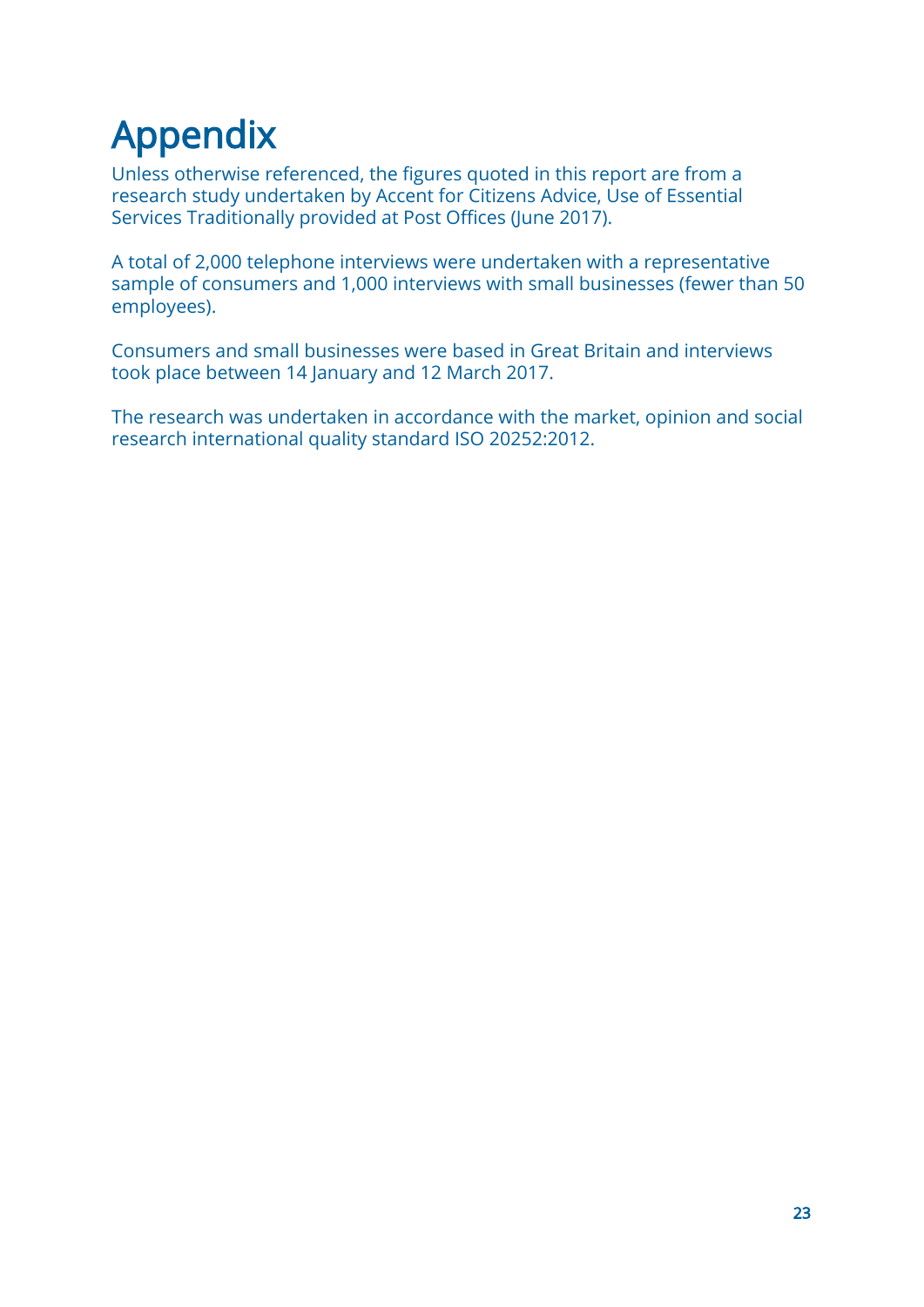# Appendix

Unless otherwise referenced, the figures quoted in this report are from a research study undertaken by Accent for Citizens Advice, Use of Essential Services Traditionally provided at Post Offices (June 2017).

A total of 2,000 telephone interviews were undertaken with a representative sample of consumers and 1,000 interviews with small businesses (fewer than 50 employees).

Consumers and small businesses were based in Great Britain and interviews took place between 14 January and 12 March 2017.

The research was undertaken in accordance with the market, opinion and social research international quality standard ISO 20252:2012.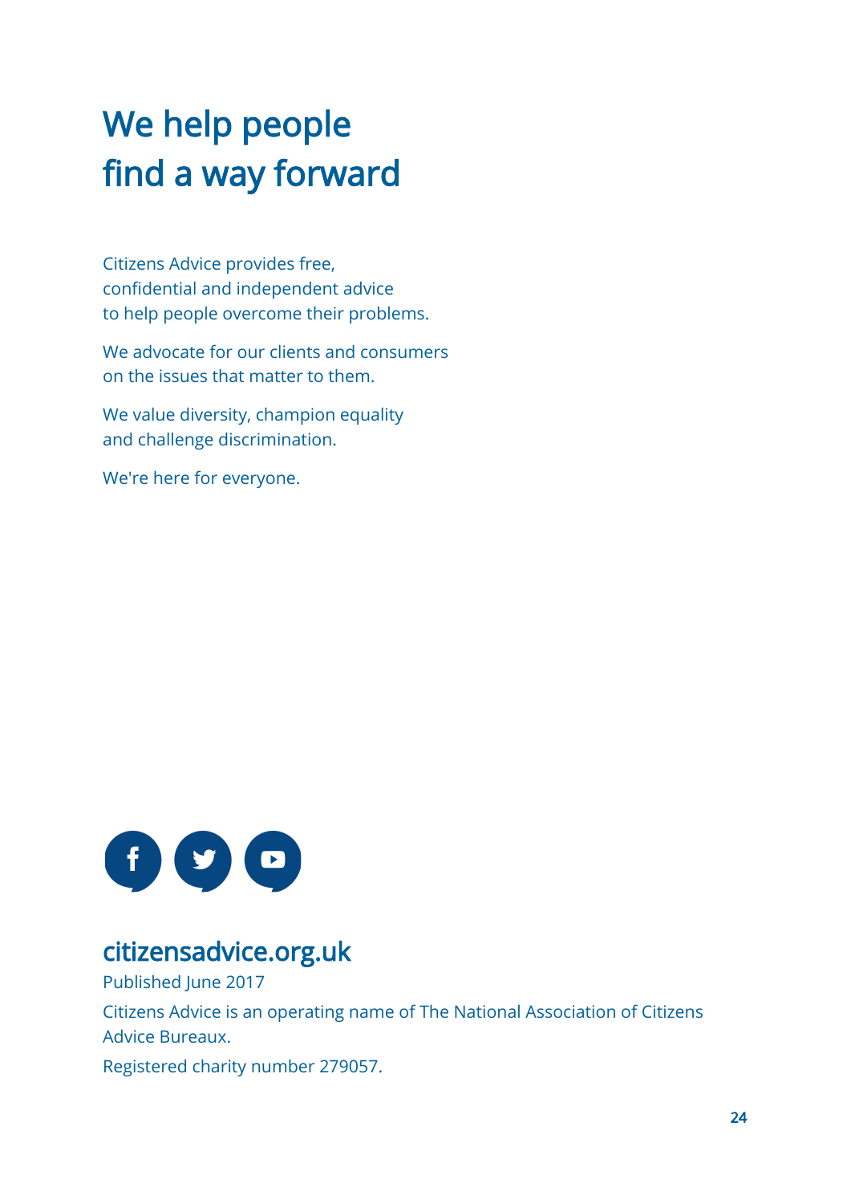# We help people find a way forward

Citizens Advice provides free, confidential and independent advice to help people overcome their problems.

We advocate for our clients and consumers on the issues that matter to them.

We value diversity, champion equality and challenge discrimination.

We're here for everyone.

## citizensadvice.org.uk

Published June 2017

Citizens Advice is an operating name of The National Association of Citizens Advice Bureaux.

Registered charity number 279057.